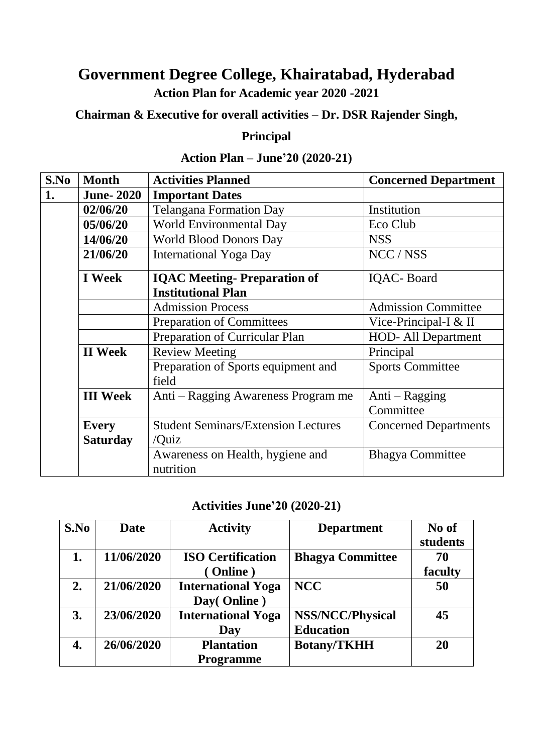# Government Degree College, Khairatabad, Hyderabad

**Action Plan for Academic year 2020 -2021**

**Chairman & Executive for overall activities – Dr. DSR Rajender Singh, Principal**

**Action Plan – June'20 (2020-21)**

| S.No | Month | Activities Planned | Concerned Department |
|---|---|---|---|
| **1.** | **June- 2020** | **Important Dates** | |
| | **02/06/20** | Telangana Formation Day | Institution |
| | **05/06/20** | World Environmental Day | Eco Club |
| | **14/06/20** | World Blood Donors Day | NSS |
| | **21/06/20** | International Yoga Day | NCC / NSS |
| | **I Week** | **IQAC Meeting- Preparation of Institutional Plan** | IQAC- Board |
| | | Admission Process | Admission Committee |
| | | Preparation of Committees | Vice-Principal-I & II |
| | | Preparation of Curricular Plan | HOD- All Department |
| | **II Week** | Review Meeting | Principal |
| | | Preparation of Sports equipment and field | Sports Committee |
| | **III Week** | Anti – Ragging Awareness Program me | Anti – Ragging Committee |
| | **Every Saturday** | Student Seminars/Extension Lectures /Quiz | Concerned Departments |
| | | Awareness on Health, hygiene and nutrition | Bhagya Committee |

**Activities June'20 (2020-21)**

| S.No | Date | Activity | Department | No of students |
|---|---|---|---|---|
| **1.** | **11/06/2020** | **ISO Certification ( Online )** | **Bhagya Committee** | **70 faculty** |
| **2.** | **21/06/2020** | **International Yoga Day( Online )** | **NCC** | **50** |
| **3.** | **23/06/2020** | **International Yoga Day** | **NSS/NCC/Physical Education** | **45** |
| **4.** | **26/06/2020** | **Plantation Programme** | **Botany/TKHH** | **20** |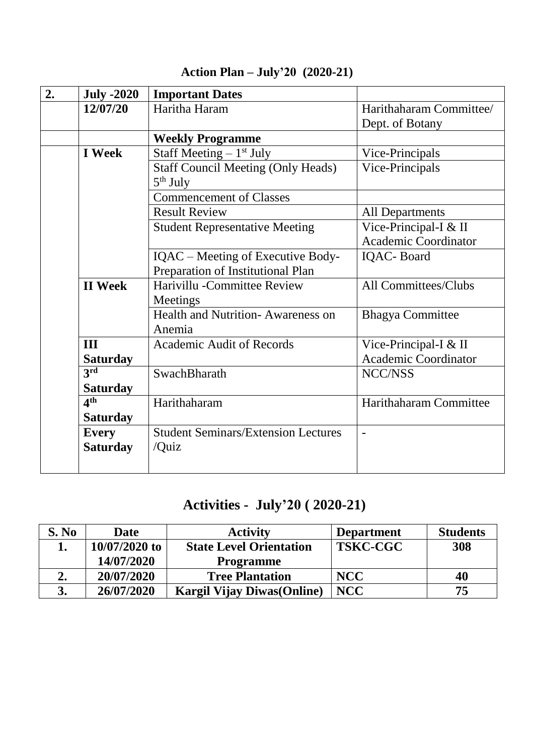## Action Plan – July'20 (2020-21)

| 2. | July -2020 | Important Dates | |
|---|---|---|---|
| | 12/07/20 | Haritha Haram | Harithaharam Committee/ Dept. of Botany |
| | | **Weekly Programme** | |
| | **I Week** | Staff Meeting – 1st July | Vice-Principals |
| | | Staff Council Meeting (Only Heads) 5th July | Vice-Principals |
| | | Commencement of Classes | |
| | | Result Review | All Departments |
| | | Student Representative Meeting | Vice-Principal-I & II Academic Coordinator |
| | | IQAC – Meeting of Executive Body- Preparation of Institutional Plan | IQAC- Board |
| | **II Week** | Harivillu -Committee Review Meetings | All Committees/Clubs |
| | | Health and Nutrition- Awareness on Anemia | Bhagya Committee |
| | **III Saturday** | Academic Audit of Records | Vice-Principal-I & II Academic Coordinator |
| | **3rd Saturday** | SwachBharath | NCC/NSS |
| | **4th Saturday** | Harithaharam | Harithaharam Committee |
| | **Every Saturday** | Student Seminars/Extension Lectures /Quiz | - |

## Activities - July'20 ( 2020-21)

| S. No | Date | Activity | Department | Students |
|---|---|---|---|---|
| **1.** | **10/07/2020 to 14/07/2020** | **State Level Orientation Programme** | **TSKC-CGC** | **308** |
| **2.** | **20/07/2020** | **Tree Plantation** | **NCC** | **40** |
| **3.** | **26/07/2020** | **Kargil Vijay Diwas(Online)** | **NCC** | **75** |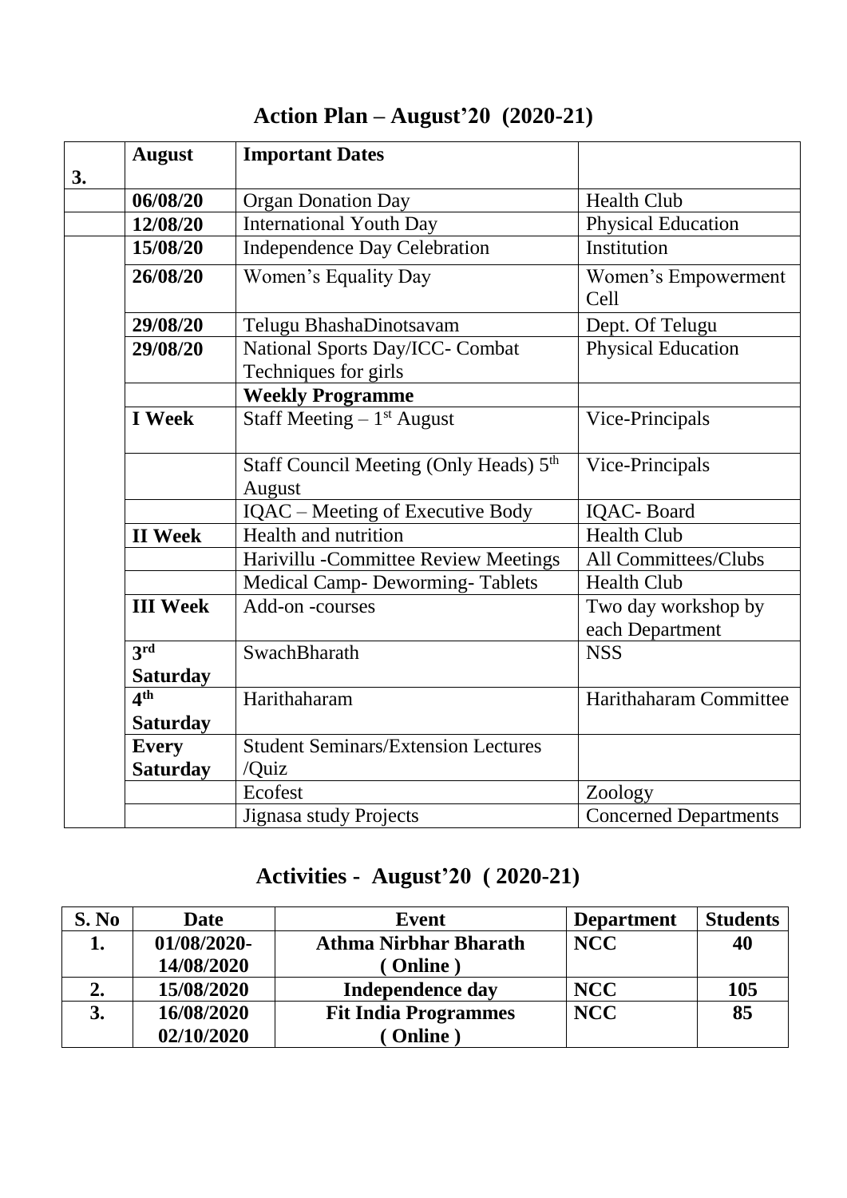# Action Plan – August'20 (2020-21)

| 3. | August | Important Dates | |
|---|---|---|---|
| | 06/08/20 | Organ Donation Day | Health Club |
| | 12/08/20 | International Youth Day | Physical Education |
| | 15/08/20 | Independence Day Celebration | Institution |
| | 26/08/20 | Women's Equality Day | Women's Empowerment Cell |
| | 29/08/20 | Telugu BhashaDinotsavam | Dept. Of Telugu |
| | 29/08/20 | National Sports Day/ICC- Combat Techniques for girls | Physical Education |
| | | **Weekly Programme** | |
| | **I Week** | Staff Meeting – 1st August | Vice-Principals |
| | | Staff Council Meeting (Only Heads) 5th August | Vice-Principals |
| | | IQAC – Meeting of Executive Body | IQAC- Board |
| | **II Week** | Health and nutrition | Health Club |
| | | Harivillu -Committee Review Meetings | All Committees/Clubs |
| | | Medical Camp- Deworming- Tablets | Health Club |
| | **III Week** | Add-on -courses | Two day workshop by each Department |
| | **3rd Saturday** | SwachBharath | NSS |
| | **4th Saturday** | Harithaharam | Harithaharam Committee |
| | **Every Saturday** | Student Seminars/Extension Lectures /Quiz | |
| | | Ecofest | Zoology |
| | | Jignasa study Projects | Concerned Departments |

# Activities - August'20 ( 2020-21)

| S. No | Date | Event | Department | Students |
|---|---|---|---|---|
| **1.** | **01/08/2020-14/08/2020** | **Athma Nirbhar Bharath ( Online )** | **NCC** | **40** |
| **2.** | **15/08/2020** | **Independence day** | **NCC** | **105** |
| **3.** | **16/08/2020 02/10/2020** | **Fit India Programmes ( Online )** | **NCC** | **85** |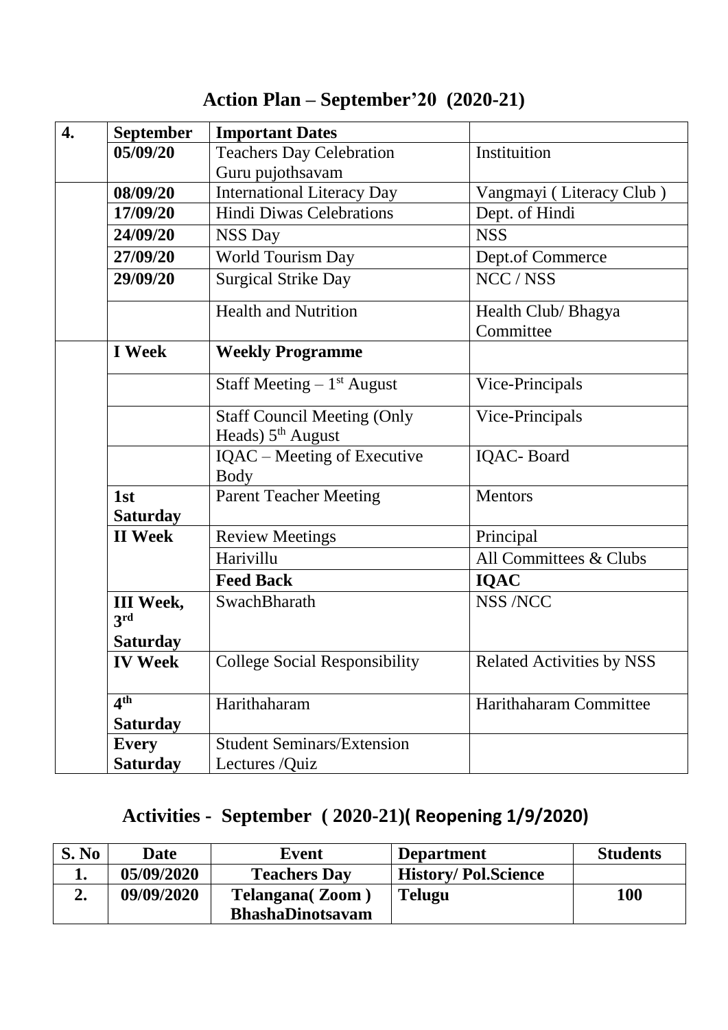# Action Plan – September'20 (2020-21)

| 4. | September | Important Dates | |
|---|---|---|---|
| | 05/09/20 | Teachers Day Celebration Guru pujothsavam | Instituition |
| | 08/09/20 | International Literacy Day | Vangmayi ( Literacy Club ) |
| | 17/09/20 | Hindi Diwas Celebrations | Dept. of Hindi |
| | 24/09/20 | NSS Day | NSS |
| | 27/09/20 | World Tourism Day | Dept.of Commerce |
| | 29/09/20 | Surgical Strike Day | NCC / NSS |
| | | Health and Nutrition | Health Club/ Bhagya Committee |
| | **I Week** | **Weekly Programme** | |
| | | Staff Meeting – 1st August | Vice-Principals |
| | | Staff Council Meeting (Only Heads) 5th August | Vice-Principals |
| | | IQAC – Meeting of Executive Body | IQAC- Board |
| | **1st Saturday** | Parent Teacher Meeting | Mentors |
| | **II Week** | Review Meetings | Principal |
| | | Harivillu | All Committees & Clubs |
| | | **Feed Back** | **IQAC** |
| | **III Week, 3rd Saturday** | SwachBharath | NSS /NCC |
| | **IV Week** | College Social Responsibility | Related Activities by NSS |
| | **4th Saturday** | Harithaharam | Harithaharam Committee |
| | **Every Saturday** | Student Seminars/Extension Lectures /Quiz | |

## Activities - September ( 2020-21)( Reopening 1/9/2020)

| S. No | Date | Event | Department | Students |
|---|---|---|---|---|
| 1. | 05/09/2020 | Teachers Day | History/ Pol.Science | |
| 2. | 09/09/2020 | Telangana( Zoom ) BhashaDinotsavam | Telugu | 100 |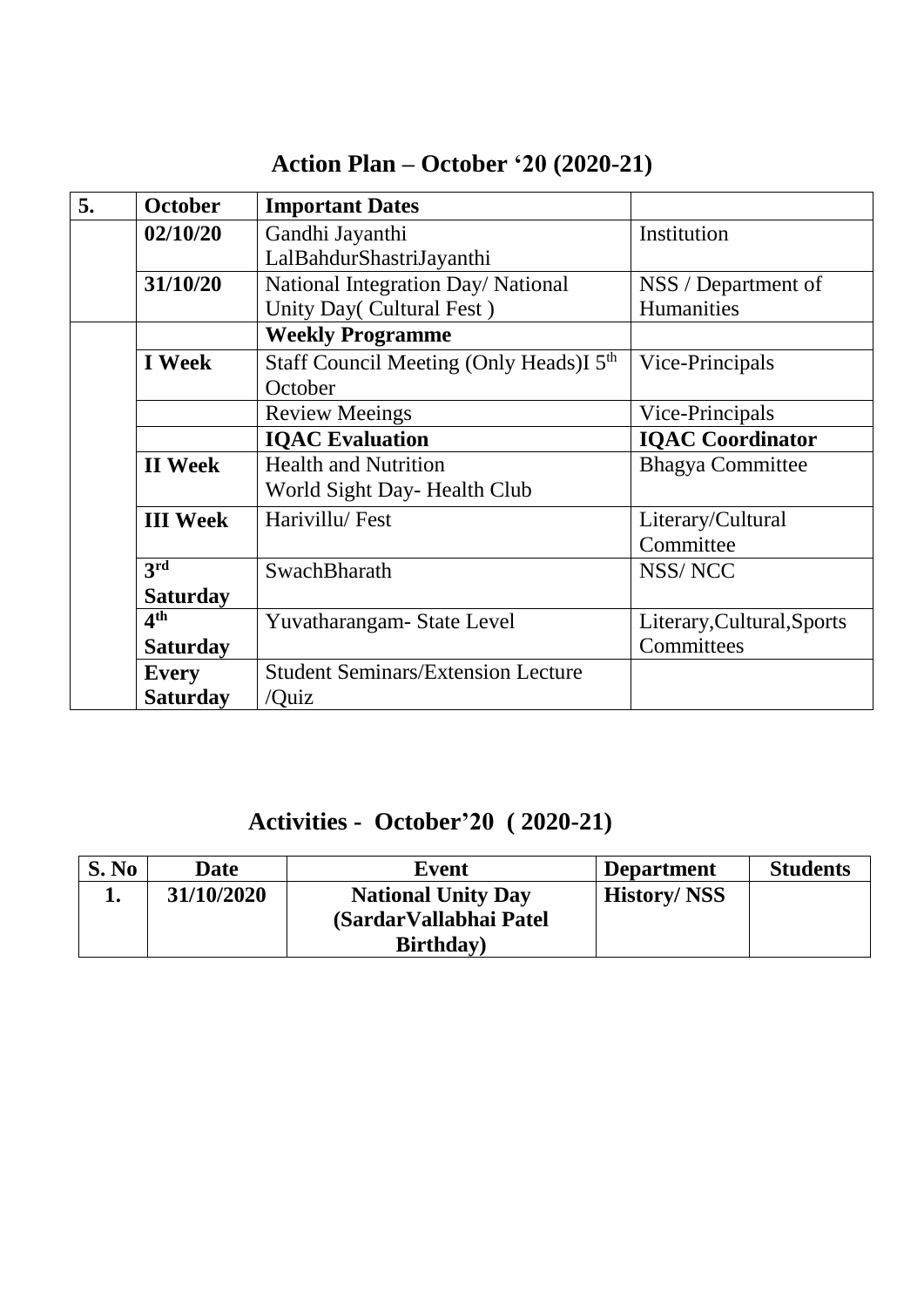## Action Plan – October '20 (2020-21)

| 5. | October | Important Dates | |
|---|---|---|---|
| | 02/10/20 | Gandhi Jayanthi LalBahdurShastriJayanthi | Institution |
| | 31/10/20 | National Integration Day/ National Unity Day( Cultural Fest ) | NSS / Department of Humanities |
| | | **Weekly Programme** | |
| | **I Week** | Staff Council Meeting (Only Heads)I 5th October | Vice-Principals |
| | | Review Meeings | Vice-Principals |
| | | **IQAC Evaluation** | **IQAC Coordinator** |
| | **II Week** | Health and Nutrition World Sight Day- Health Club | Bhagya Committee |
| | **III Week** | Harivillu/ Fest | Literary/Cultural Committee |
| | **3rd Saturday** | SwachBharath | NSS/ NCC |
| | **4th Saturday** | Yuvatharangam- State Level | Literary,Cultural,Sports Committees |
| | **Every Saturday** | Student Seminars/Extension Lecture /Quiz | |

## Activities - October'20 ( 2020-21)

| S. No | Date | Event | Department | Students |
|---|---|---|---|---|
| **1.** | **31/10/2020** | **National Unity Day (SardarVallabhai Patel Birthday)** | **History/ NSS** | |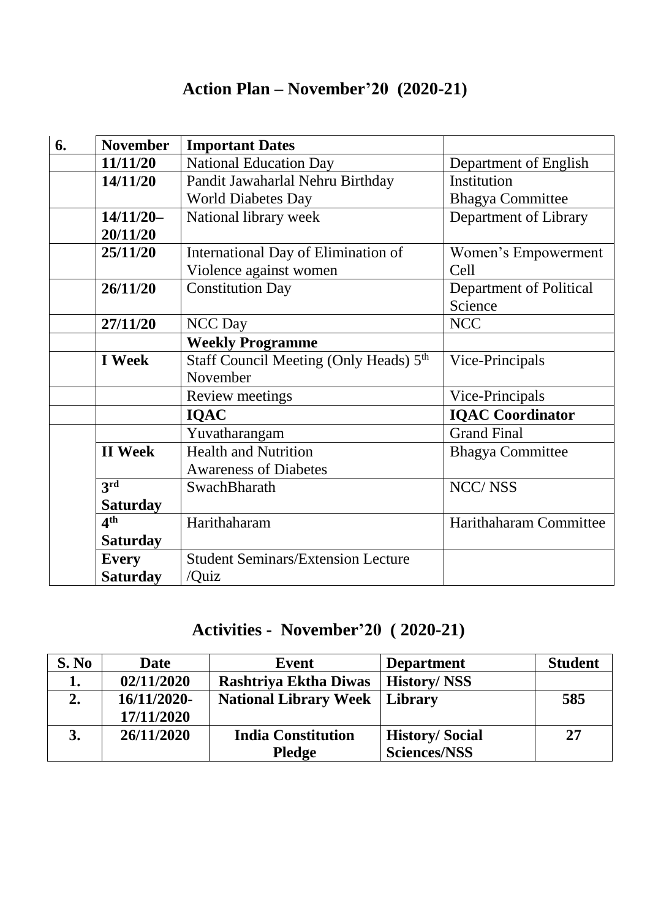## Action Plan – November'20 (2020-21)

| 6. | November | Important Dates | |
|---|---|---|---|
| | 11/11/20 | National Education Day | Department of English |
| | 14/11/20 | Pandit Jawaharlal Nehru Birthday<br>World Diabetes Day | Institution<br>Bhagya Committee |
| | 14/11/20–20/11/20 | National library week | Department of Library |
| | 25/11/20 | International Day of Elimination of Violence against women | Women's Empowerment Cell |
| | 26/11/20 | Constitution Day | Department of Political Science |
| | 27/11/20 | NCC Day | NCC |
| | | **Weekly Programme** | |
| | I Week | Staff Council Meeting (Only Heads) 5th November | Vice-Principals |
| | | Review meetings | Vice-Principals |
| | | **IQAC** | **IQAC Coordinator** |
| | | Yuvatharangam | Grand Final |
| | II Week | Health and Nutrition<br>Awareness of Diabetes | Bhagya Committee |
| | 3rd Saturday | SwachBharath | NCC/ NSS |
| | 4th Saturday | Harithaharam | Harithaharam Committee |
| | Every Saturday | Student Seminars/Extension Lecture /Quiz | |

## Activities - November'20 ( 2020-21)

| S. No | Date | Event | Department | Student |
|---|---|---|---|---|
| 1. | 02/11/2020 | Rashtriya Ektha Diwas | History/ NSS | |
| 2. | 16/11/2020-17/11/2020 | National Library Week | Library | 585 |
| 3. | 26/11/2020 | India Constitution Pledge | History/ Social Sciences/NSS | 27 |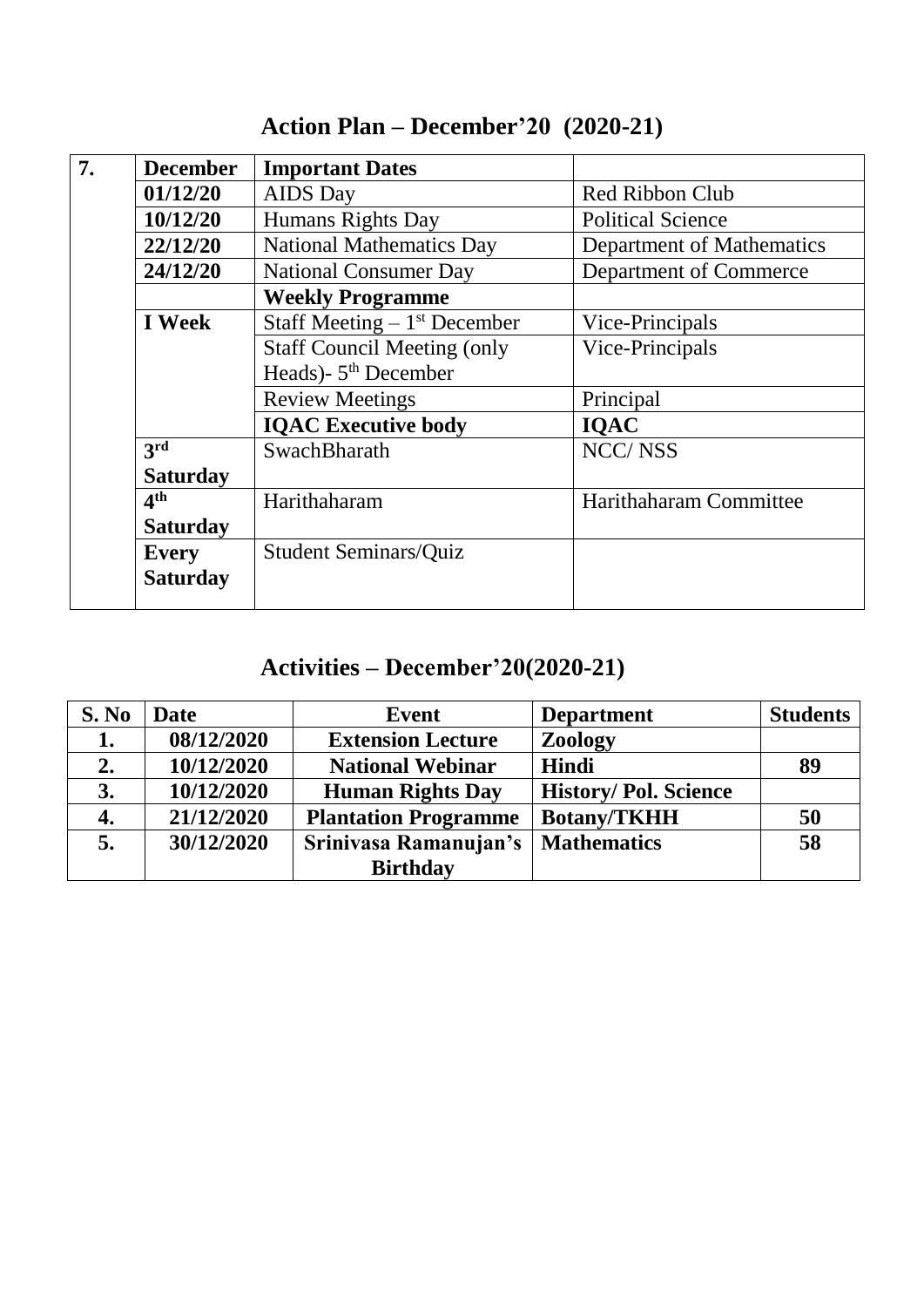## Action Plan – December'20 (2020-21)

| 7. | **December** | **Important Dates** | |
|---|---|---|---|
| | **01/12/20** | AIDS Day | Red Ribbon Club |
| | **10/12/20** | Humans Rights Day | Political Science |
| | **22/12/20** | National Mathematics Day | Department of Mathematics |
| | **24/12/20** | National Consumer Day | Department of Commerce |
| | | **Weekly Programme** | |
| | **I Week** | Staff Meeting – 1st December | Vice-Principals |
| | | Staff Council Meeting (only Heads)- 5th December | Vice-Principals |
| | | Review Meetings | Principal |
| | | **IQAC Executive body** | **IQAC** |
| | **3rd Saturday** | SwachBharath | NCC/ NSS |
| | **4th Saturday** | Harithaharam | Harithaharam Committee |
| | **Every Saturday** | Student Seminars/Quiz | |

## Activities – December'20(2020-21)

| S. No | Date | Event | Department | Students |
|---|---|---|---|---|
| **1.** | **08/12/2020** | **Extension Lecture** | **Zoology** | |
| **2.** | **10/12/2020** | **National Webinar** | **Hindi** | **89** |
| **3.** | **10/12/2020** | **Human Rights Day** | **History/ Pol. Science** | |
| **4.** | **21/12/2020** | **Plantation Programme** | **Botany/TKHH** | **50** |
| **5.** | **30/12/2020** | **Srinivasa Ramanujan's Birthday** | **Mathematics** | **58** |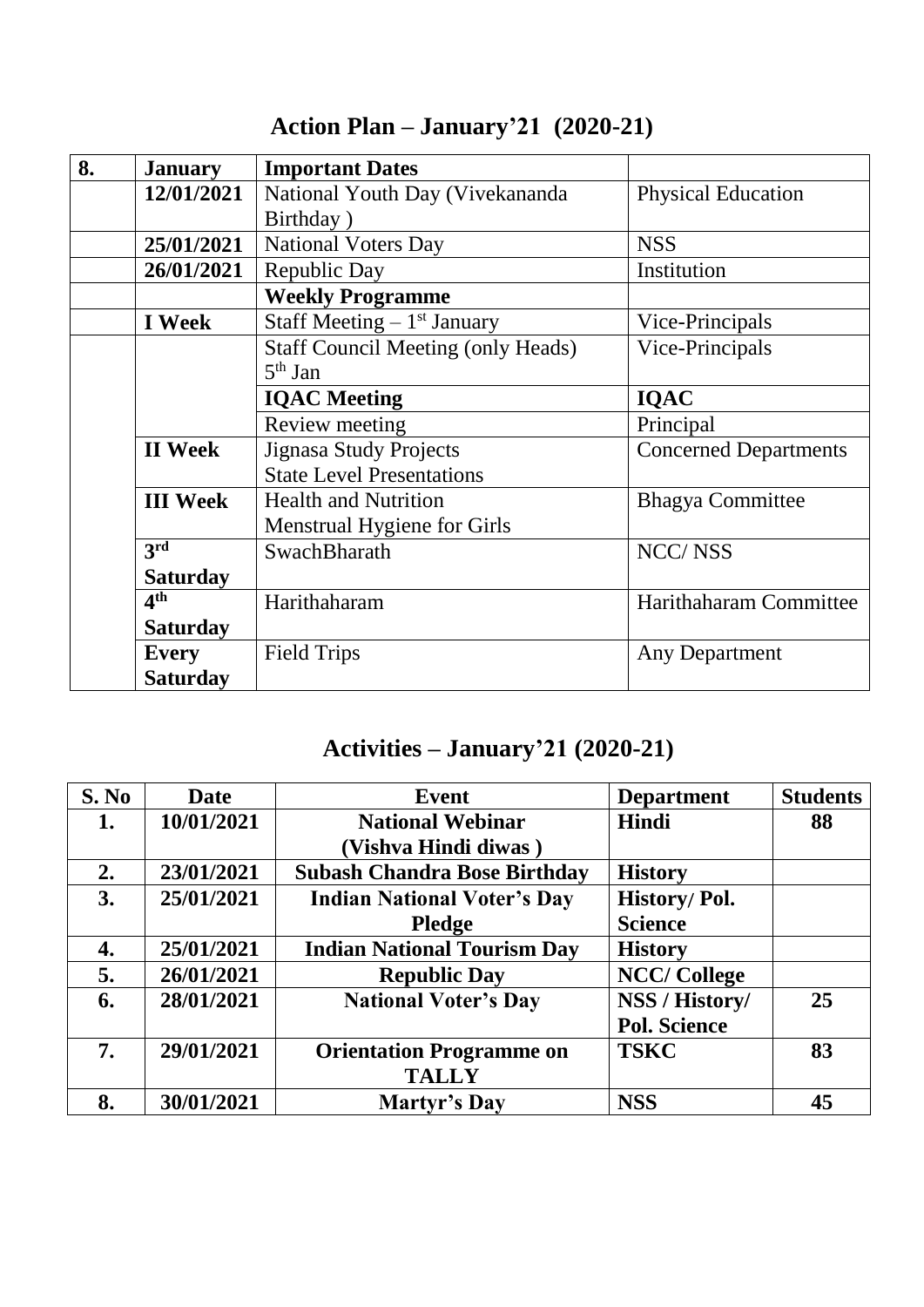## Action Plan – January'21 (2020-21)

| 8. | January | Important Dates | |
|---|---|---|---|
| | 12/01/2021 | National Youth Day (Vivekananda Birthday ) | Physical Education |
| | 25/01/2021 | National Voters Day | NSS |
| | 26/01/2021 | Republic Day | Institution |
| | | **Weekly Programme** | |
| | **I Week** | Staff Meeting – 1st January | Vice-Principals |
| | | Staff Council Meeting (only Heads) 5th Jan | Vice-Principals |
| | | **IQAC Meeting** | **IQAC** |
| | | Review meeting | Principal |
| | **II Week** | Jignasa Study Projects State Level Presentations | Concerned Departments |
| | **III Week** | Health and Nutrition Menstrual Hygiene for Girls | Bhagya Committee |
| | **3rd Saturday** | SwachBharath | NCC/ NSS |
| | **4th Saturday** | Harithaharam | Harithaharam Committee |
| | **Every Saturday** | Field Trips | Any Department |

## Activities – January'21 (2020-21)

| S. No | Date | Event | Department | Students |
|---|---|---|---|---|
| **1.** | **10/01/2021** | **National Webinar (Vishva Hindi diwas )** | **Hindi** | **88** |
| **2.** | **23/01/2021** | **Subash Chandra Bose Birthday** | **History** | |
| **3.** | **25/01/2021** | **Indian National Voter's Day Pledge** | **History/ Pol. Science** | |
| **4.** | **25/01/2021** | **Indian National Tourism Day** | **History** | |
| **5.** | **26/01/2021** | **Republic Day** | **NCC/ College** | |
| **6.** | **28/01/2021** | **National Voter's Day** | **NSS / History/ Pol. Science** | **25** |
| **7.** | **29/01/2021** | **Orientation Programme on TALLY** | **TSKC** | **83** |
| **8.** | **30/01/2021** | **Martyr's Day** | **NSS** | **45** |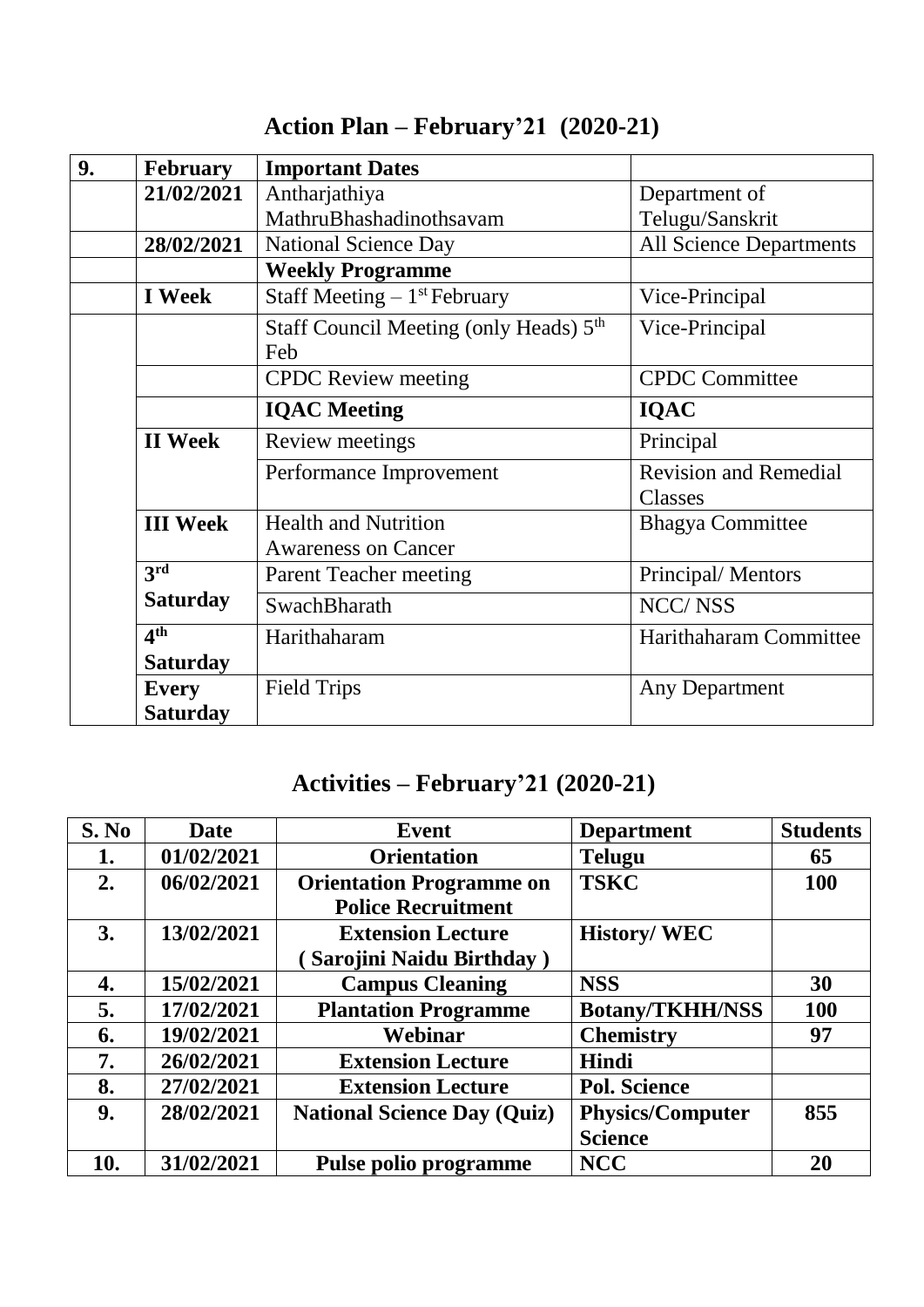# Action Plan – February'21 (2020-21)

| 9. | February | Important Dates | |
|---|---|---|---|
| | 21/02/2021 | Antharjathiya MathruBhashadinothsavam | Department of Telugu/Sanskrit |
| | 28/02/2021 | National Science Day | All Science Departments |
| | | **Weekly Programme** | |
| | I Week | Staff Meeting – 1st February | Vice-Principal |
| | | Staff Council Meeting (only Heads) 5th Feb | Vice-Principal |
| | | CPDC Review meeting | CPDC Committee |
| | | **IQAC Meeting** | **IQAC** |
| | II Week | Review meetings | Principal |
| | | Performance Improvement | Revision and Remedial Classes |
| | III Week | Health and Nutrition Awareness on Cancer | Bhagya Committee |
| | 3rd Saturday | Parent Teacher meeting | Principal/ Mentors |
| | | SwachBharath | NCC/ NSS |
| | 4th Saturday | Harithaharam | Harithaharam Committee |
| | Every Saturday | Field Trips | Any Department |

# Activities – February'21 (2020-21)

| S. No | Date | Event | Department | Students |
|---|---|---|---|---|
| 1. | 01/02/2021 | Orientation | Telugu | 65 |
| 2. | 06/02/2021 | Orientation Programme on Police Recruitment | TSKC | 100 |
| 3. | 13/02/2021 | Extension Lecture ( Sarojini Naidu Birthday ) | History/ WEC | |
| 4. | 15/02/2021 | Campus Cleaning | NSS | 30 |
| 5. | 17/02/2021 | Plantation Programme | Botany/TKHH/NSS | 100 |
| 6. | 19/02/2021 | Webinar | Chemistry | 97 |
| 7. | 26/02/2021 | Extension Lecture | Hindi | |
| 8. | 27/02/2021 | Extension Lecture | Pol. Science | |
| 9. | 28/02/2021 | National Science Day (Quiz) | Physics/Computer Science | 855 |
| 10. | 31/02/2021 | Pulse polio programme | NCC | 20 |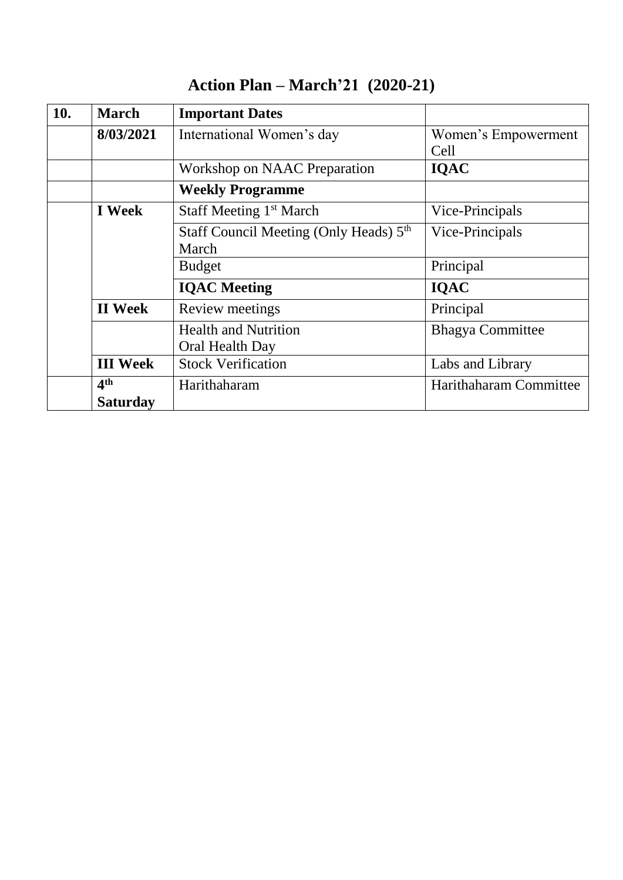# Action Plan – March'21 (2020-21)

| **10.** | **March** | **Important Dates** | |
|---|---|---|---|
| | **8/03/2021** | International Women's day | Women's Empowerment Cell |
| | | Workshop on NAAC Preparation | **IQAC** |
| | | **Weekly Programme** | |
| | **I Week** | Staff Meeting 1st March | Vice-Principals |
| | | Staff Council Meeting (Only Heads) 5th March | Vice-Principals |
| | | Budget | Principal |
| | | **IQAC Meeting** | **IQAC** |
| | **II Week** | Review meetings | Principal |
| | | Health and Nutrition<br>Oral Health Day | Bhagya Committee |
| | **III Week** | Stock Verification | Labs and Library |
| | **4th Saturday** | Harithaharam | Harithaharam Committee |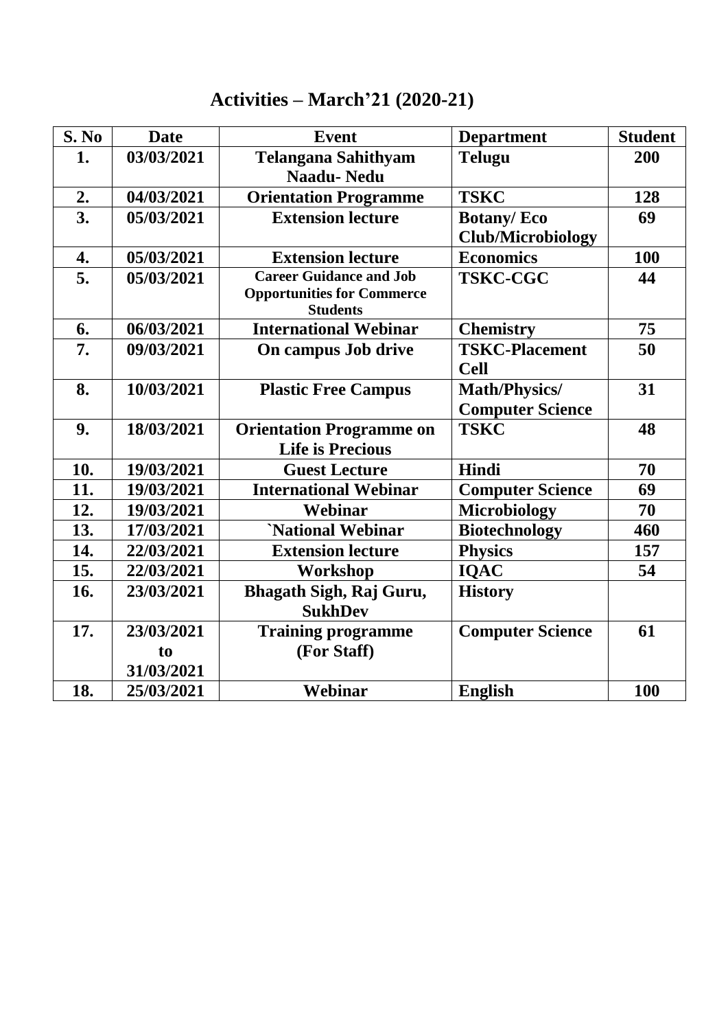# Activities – March'21 (2020-21)

| S. No | Date | Event | Department | Student |
|---|---|---|---|---|
| 1. | 03/03/2021 | Telangana Sahithyam Naadu- Nedu | Telugu | 200 |
| 2. | 04/03/2021 | Orientation Programme | TSKC | 128 |
| 3. | 05/03/2021 | Extension lecture | Botany/ Eco Club/Microbiology | 69 |
| 4. | 05/03/2021 | Extension lecture | Economics | 100 |
| 5. | 05/03/2021 | Career Guidance and Job Opportunities for Commerce Students | TSKC-CGC | 44 |
| 6. | 06/03/2021 | International Webinar | Chemistry | 75 |
| 7. | 09/03/2021 | On campus Job drive | TSKC-Placement Cell | 50 |
| 8. | 10/03/2021 | Plastic Free Campus | Math/Physics/ Computer Science | 31 |
| 9. | 18/03/2021 | Orientation Programme on Life is Precious | TSKC | 48 |
| 10. | 19/03/2021 | Guest Lecture | Hindi | 70 |
| 11. | 19/03/2021 | International Webinar | Computer Science | 69 |
| 12. | 19/03/2021 | Webinar | Microbiology | 70 |
| 13. | 17/03/2021 | `National Webinar | Biotechnology | 460 |
| 14. | 22/03/2021 | Extension lecture | Physics | 157 |
| 15. | 22/03/2021 | Workshop | IQAC | 54 |
| 16. | 23/03/2021 | Bhagath Sigh, Raj Guru, SukhDev | History | |
| 17. | 23/03/2021 to 31/03/2021 | Training programme (For Staff) | Computer Science | 61 |
| 18. | 25/03/2021 | Webinar | English | 100 |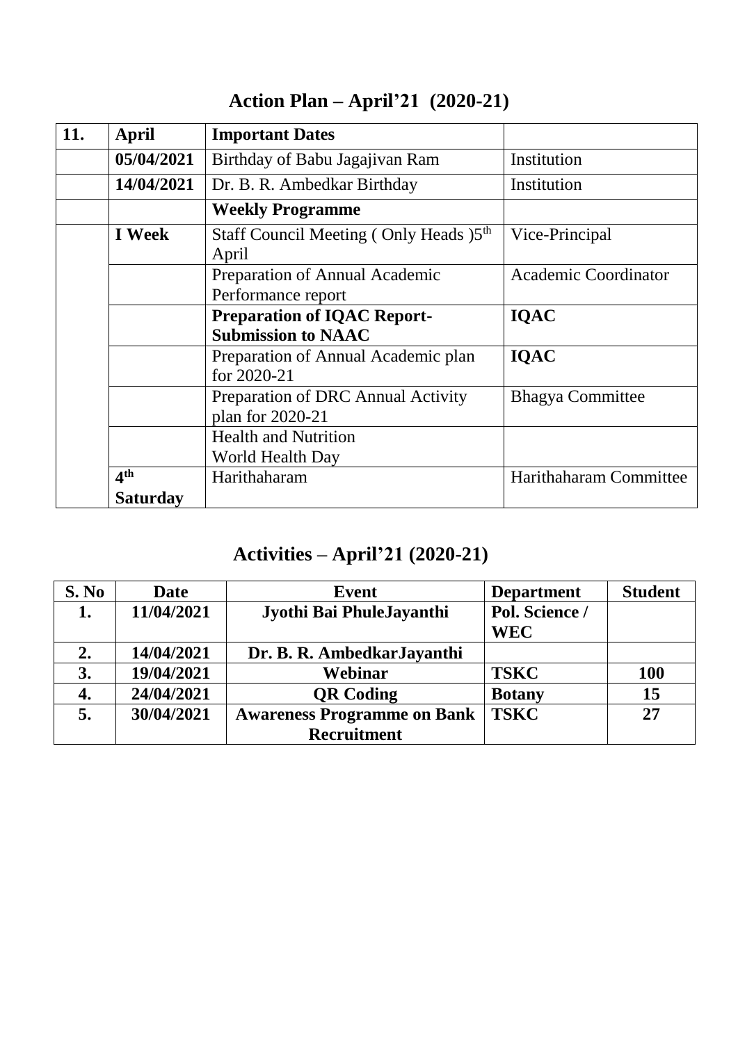# Action Plan – April'21 (2020-21)

| 11. | April | Important Dates | |
|---|---|---|---|
| | 05/04/2021 | Birthday of Babu Jagajivan Ram | Institution |
| | 14/04/2021 | Dr. B. R. Ambedkar Birthday | Institution |
| | | **Weekly Programme** | |
| | **I Week** | Staff Council Meeting ( Only Heads )5th April | Vice-Principal |
| | | Preparation of Annual Academic Performance report | Academic Coordinator |
| | | **Preparation of IQAC Report-Submission to NAAC** | **IQAC** |
| | | Preparation of Annual Academic plan for 2020-21 | **IQAC** |
| | | Preparation of DRC Annual Activity plan for 2020-21 | Bhagya Committee |
| | | Health and Nutrition World Health Day | |
| | **4th Saturday** | Harithaharam | Harithaharam Committee |

# Activities – April'21 (2020-21)

| S. No | Date | Event | Department | Student |
|---|---|---|---|---|
| **1.** | **11/04/2021** | **Jyothi Bai PhuleJayanthi** | **Pol. Science / WEC** | |
| **2.** | **14/04/2021** | **Dr. B. R. AmbedkarJayanthi** | | |
| **3.** | **19/04/2021** | **Webinar** | **TSKC** | **100** |
| **4.** | **24/04/2021** | **QR Coding** | **Botany** | **15** |
| **5.** | **30/04/2021** | **Awareness Programme on Bank Recruitment** | **TSKC** | **27** |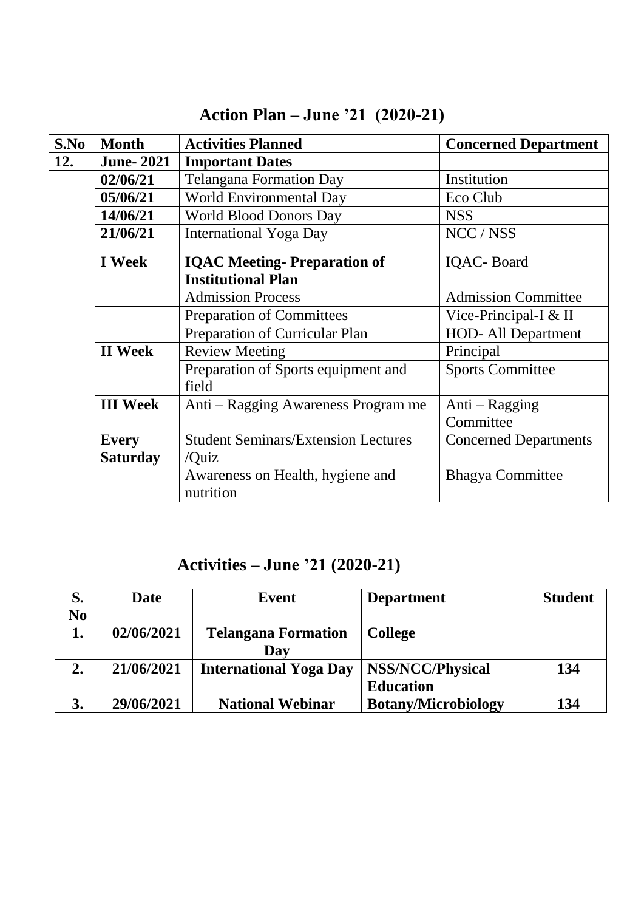# Action Plan – June '21 (2020-21)

| S.No | Month | Activities Planned | Concerned Department |
|---|---|---|---|
| **12.** | **June- 2021** | **Important Dates** | |
| | **02/06/21** | Telangana Formation Day | Institution |
| | **05/06/21** | World Environmental Day | Eco Club |
| | **14/06/21** | World Blood Donors Day | NSS |
| | **21/06/21** | International Yoga Day | NCC / NSS |
| | **I Week** | **IQAC Meeting- Preparation of Institutional Plan** | IQAC- Board |
| | | Admission Process | Admission Committee |
| | | Preparation of Committees | Vice-Principal-I & II |
| | | Preparation of Curricular Plan | HOD- All Department |
| | **II Week** | Review Meeting | Principal |
| | | Preparation of Sports equipment and field | Sports Committee |
| | **III Week** | Anti – Ragging Awareness Program me | Anti – Ragging Committee |
| | **Every Saturday** | Student Seminars/Extension Lectures /Quiz | Concerned Departments |
| | | Awareness on Health, hygiene and nutrition | Bhagya Committee |

# Activities – June '21 (2020-21)

| S. No | Date | Event | Department | Student |
|---|---|---|---|---|
| **1.** | **02/06/2021** | **Telangana Formation Day** | **College** | |
| **2.** | **21/06/2021** | **International Yoga Day** | **NSS/NCC/Physical Education** | **134** |
| **3.** | **29/06/2021** | **National Webinar** | **Botany/Microbiology** | **134** |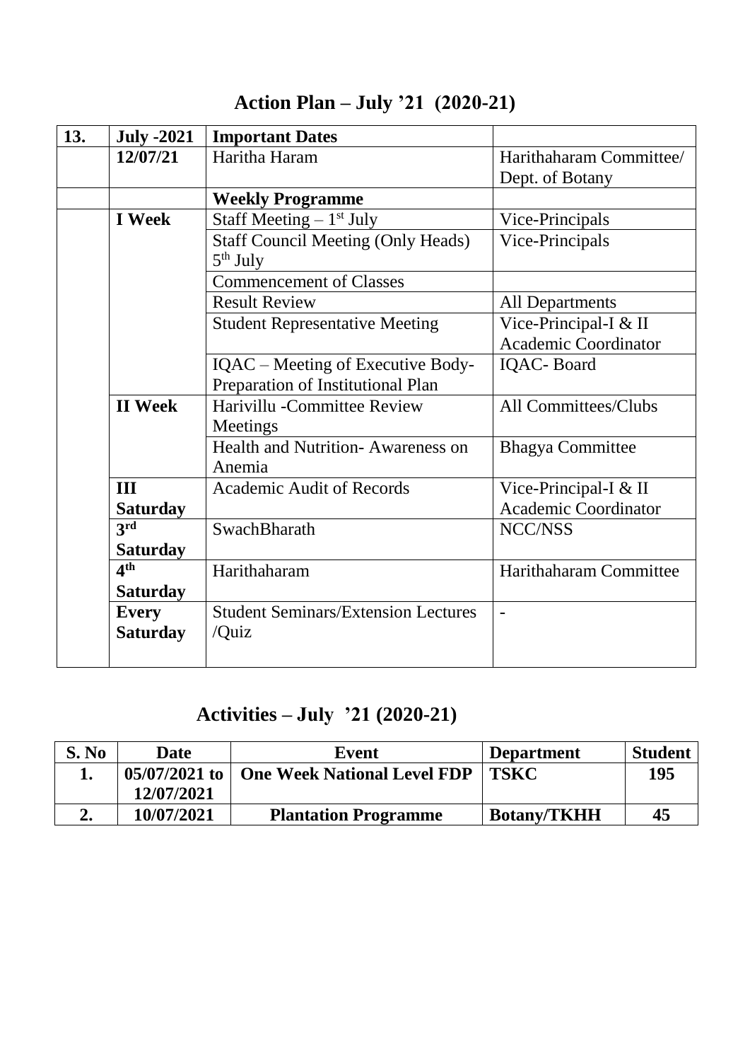# Action Plan – July '21 (2020-21)

| 13. | July -2021 | Important Dates | |
|---|---|---|---|
| | 12/07/21 | Haritha Haram | Harithaharam Committee/ Dept. of Botany |
| | | **Weekly Programme** | |
| | I Week | Staff Meeting – 1st July | Vice-Principals |
| | | Staff Council Meeting (Only Heads) 5th July | Vice-Principals |
| | | Commencement of Classes | |
| | | Result Review | All Departments |
| | | Student Representative Meeting | Vice-Principal-I & II Academic Coordinator |
| | | IQAC – Meeting of Executive Body- Preparation of Institutional Plan | IQAC- Board |
| | II Week | Harivillu -Committee Review Meetings | All Committees/Clubs |
| | | Health and Nutrition- Awareness on Anemia | Bhagya Committee |
| | III Saturday | Academic Audit of Records | Vice-Principal-I & II Academic Coordinator |
| | 3rd Saturday | SwachBharath | NCC/NSS |
| | 4th Saturday | Harithaharam | Harithaharam Committee |
| | Every Saturday | Student Seminars/Extension Lectures /Quiz | - |

# Activities – July '21 (2020-21)

| S. No | Date | Event | Department | Student |
|---|---|---|---|---|
| 1. | 05/07/2021 to 12/07/2021 | One Week National Level FDP | TSKC | 195 |
| 2. | 10/07/2021 | Plantation Programme | Botany/TKHH | 45 |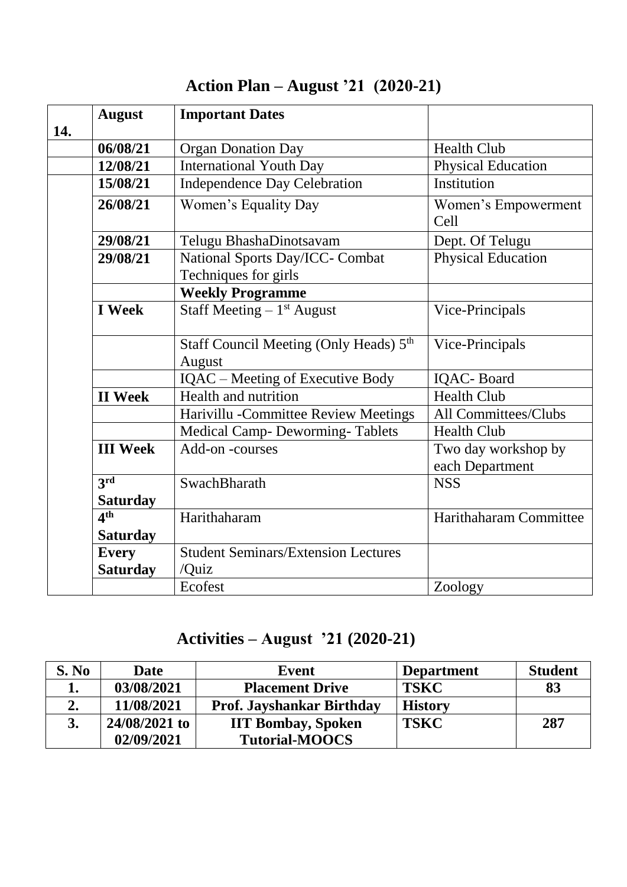# Action Plan – August '21 (2020-21)

| 14. | August | Important Dates | |
|---|---|---|---|
| | 06/08/21 | Organ Donation Day | Health Club |
| | 12/08/21 | International Youth Day | Physical Education |
| | 15/08/21 | Independence Day Celebration | Institution |
| | 26/08/21 | Women's Equality Day | Women's Empowerment Cell |
| | 29/08/21 | Telugu BhashaDinotsavam | Dept. Of Telugu |
| | 29/08/21 | National Sports Day/ICC- Combat Techniques for girls | Physical Education |
| | | **Weekly Programme** | |
| | I Week | Staff Meeting – 1st August | Vice-Principals |
| | | Staff Council Meeting (Only Heads) 5th August | Vice-Principals |
| | | IQAC – Meeting of Executive Body | IQAC- Board |
| | II Week | Health and nutrition | Health Club |
| | | Harivillu -Committee Review Meetings | All Committees/Clubs |
| | | Medical Camp- Deworming- Tablets | Health Club |
| | III Week | Add-on -courses | Two day workshop by each Department |
| | 3rd Saturday | SwachBharath | NSS |
| | 4th Saturday | Harithaharam | Harithaharam Committee |
| | Every Saturday | Student Seminars/Extension Lectures /Quiz | |
| | | Ecofest | Zoology |

# Activities – August '21 (2020-21)

| S. No | Date | Event | Department | Student |
|---|---|---|---|---|
| 1. | 03/08/2021 | Placement Drive | TSKC | 83 |
| 2. | 11/08/2021 | Prof. Jayshankar Birthday | History | |
| 3. | 24/08/2021 to 02/09/2021 | IIT Bombay, Spoken Tutorial-MOOCS | TSKC | 287 |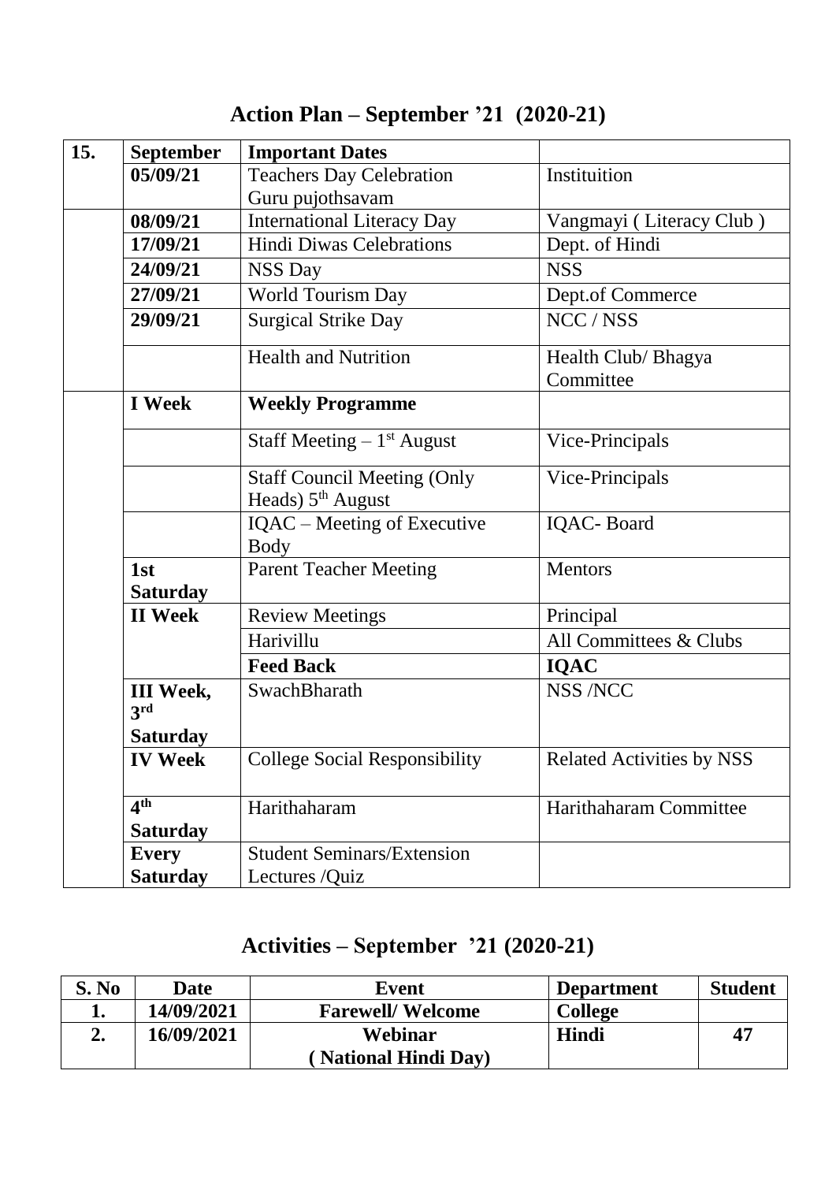# Action Plan – September '21 (2020-21)

| 15. | September | Important Dates | |
|---|---|---|---|
| | 05/09/21 | Teachers Day Celebration Guru pujothsavam | Instituition |
| | 08/09/21 | International Literacy Day | Vangmayi ( Literacy Club ) |
| | 17/09/21 | Hindi Diwas Celebrations | Dept. of Hindi |
| | 24/09/21 | NSS Day | NSS |
| | 27/09/21 | World Tourism Day | Dept.of Commerce |
| | 29/09/21 | Surgical Strike Day | NCC / NSS |
| | | Health and Nutrition | Health Club/ Bhagya Committee |
| | **I Week** | **Weekly Programme** | |
| | | Staff Meeting – 1st August | Vice-Principals |
| | | Staff Council Meeting (Only Heads) 5th August | Vice-Principals |
| | | IQAC – Meeting of Executive Body | IQAC- Board |
| | **1st Saturday** | Parent Teacher Meeting | Mentors |
| | **II Week** | Review Meetings | Principal |
| | | Harivillu | All Committees & Clubs |
| | | **Feed Back** | **IQAC** |
| | **III Week, 3rd Saturday** | SwachBharath | NSS /NCC |
| | **IV Week** | College Social Responsibility | Related Activities by NSS |
| | **4th Saturday** | Harithaharam | Harithaharam Committee |
| | **Every Saturday** | Student Seminars/Extension Lectures /Quiz | |

# Activities – September '21 (2020-21)

| S. No | Date | Event | Department | Student |
|---|---|---|---|---|
| 1. | 14/09/2021 | Farewell/ Welcome | College | |
| 2. | 16/09/2021 | Webinar ( National Hindi Day) | Hindi | 47 |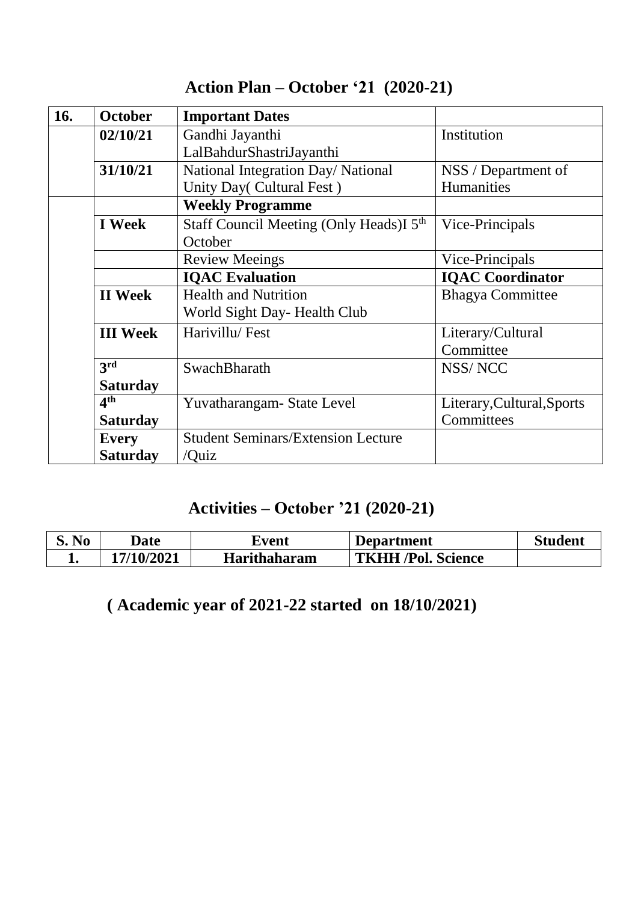## Action Plan – October '21 (2020-21)

| 16. | October | Important Dates | |
|---|---|---|---|
| | 02/10/21 | Gandhi Jayanthi LalBahdurShastriJayanthi | Institution |
| | 31/10/21 | National Integration Day/ National Unity Day( Cultural Fest ) | NSS / Department of Humanities |
| | | **Weekly Programme** | |
| | **I Week** | Staff Council Meeting (Only Heads)I 5th October | Vice-Principals |
| | | Review Meeings | Vice-Principals |
| | | **IQAC Evaluation** | **IQAC Coordinator** |
| | **II Week** | Health and Nutrition World Sight Day- Health Club | Bhagya Committee |
| | **III Week** | Harivillu/ Fest | Literary/Cultural Committee |
| | **3rd Saturday** | SwachBharath | NSS/ NCC |
| | **4th Saturday** | Yuvatharangam- State Level | Literary,Cultural,Sports Committees |
| | **Every Saturday** | Student Seminars/Extension Lecture /Quiz | |

## Activities – October '21 (2020-21)

| S. No | Date | Event | Department | Student |
|---|---|---|---|---|
| 1. | 17/10/2021 | Harithaharam | TKHH /Pol. Science | |

## ( Academic year of 2021-22 started on 18/10/2021)